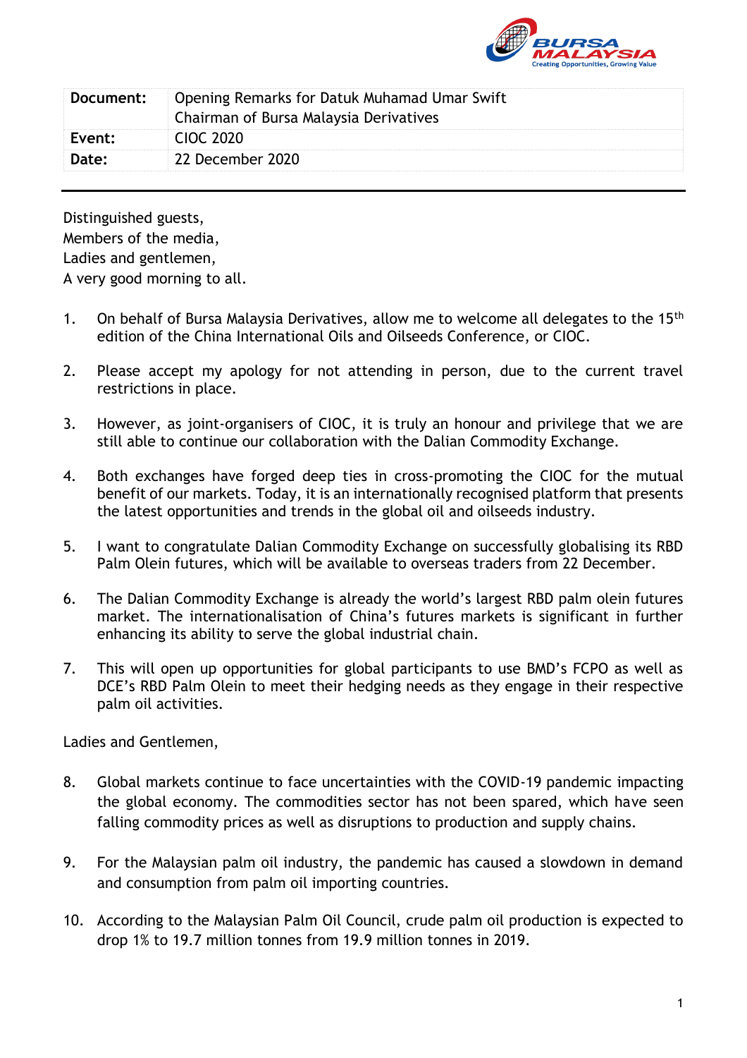| Document: | Opening Remarks for Datuk Muhamad Umar Swift<br>Chairman of Bursa Malaysia Derivatives |
|---|---|
| Event: | CIOC 2020 |
| Date: | 22 December 2020 |

Distinguished guests,
Members of the media,
Ladies and gentlemen,
A very good morning to all.

1. On behalf of Bursa Malaysia Derivatives, allow me to welcome all delegates to the 15th edition of the China International Oils and Oilseeds Conference, or CIOC.

2. Please accept my apology for not attending in person, due to the current travel restrictions in place.

3. However, as joint-organisers of CIOC, it is truly an honour and privilege that we are still able to continue our collaboration with the Dalian Commodity Exchange.

4. Both exchanges have forged deep ties in cross-promoting the CIOC for the mutual benefit of our markets. Today, it is an internationally recognised platform that presents the latest opportunities and trends in the global oil and oilseeds industry.

5. I want to congratulate Dalian Commodity Exchange on successfully globalising its RBD Palm Olein futures, which will be available to overseas traders from 22 December.

6. The Dalian Commodity Exchange is already the world's largest RBD palm olein futures market. The internationalisation of China's futures markets is significant in further enhancing its ability to serve the global industrial chain.

7. This will open up opportunities for global participants to use BMD's FCPO as well as DCE's RBD Palm Olein to meet their hedging needs as they engage in their respective palm oil activities.

Ladies and Gentlemen,

8. Global markets continue to face uncertainties with the COVID-19 pandemic impacting the global economy. The commodities sector has not been spared, which have seen falling commodity prices as well as disruptions to production and supply chains.

9. For the Malaysian palm oil industry, the pandemic has caused a slowdown in demand and consumption from palm oil importing countries.

10. According to the Malaysian Palm Oil Council, crude palm oil production is expected to drop 1% to 19.7 million tonnes from 19.9 million tonnes in 2019.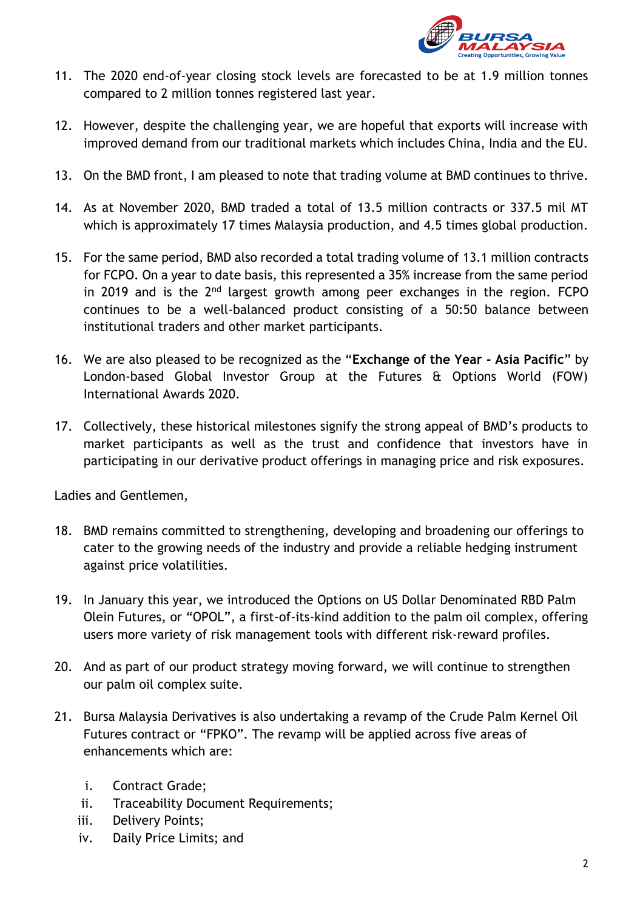11. The 2020 end-of-year closing stock levels are forecasted to be at 1.9 million tonnes compared to 2 million tonnes registered last year.

12. However, despite the challenging year, we are hopeful that exports will increase with improved demand from our traditional markets which includes China, India and the EU.

13. On the BMD front, I am pleased to note that trading volume at BMD continues to thrive.

14. As at November 2020, BMD traded a total of 13.5 million contracts or 337.5 mil MT which is approximately 17 times Malaysia production, and 4.5 times global production.

15. For the same period, BMD also recorded a total trading volume of 13.1 million contracts for FCPO. On a year to date basis, this represented a 35% increase from the same period in 2019 and is the 2nd largest growth among peer exchanges in the region. FCPO continues to be a well-balanced product consisting of a 50:50 balance between institutional traders and other market participants.

16. We are also pleased to be recognized as the "**Exchange of the Year - Asia Pacific**" by London-based Global Investor Group at the Futures & Options World (FOW) International Awards 2020.

17. Collectively, these historical milestones signify the strong appeal of BMD's products to market participants as well as the trust and confidence that investors have in participating in our derivative product offerings in managing price and risk exposures.

Ladies and Gentlemen,

18. BMD remains committed to strengthening, developing and broadening our offerings to cater to the growing needs of the industry and provide a reliable hedging instrument against price volatilities.

19. In January this year, we introduced the Options on US Dollar Denominated RBD Palm Olein Futures, or "OPOL", a first-of-its-kind addition to the palm oil complex, offering users more variety of risk management tools with different risk-reward profiles.

20. And as part of our product strategy moving forward, we will continue to strengthen our palm oil complex suite.

21. Bursa Malaysia Derivatives is also undertaking a revamp of the Crude Palm Kernel Oil Futures contract or "FPKO". The revamp will be applied across five areas of enhancements which are:

    i. Contract Grade;
    ii. Traceability Document Requirements;
    iii. Delivery Points;
    iv. Daily Price Limits; and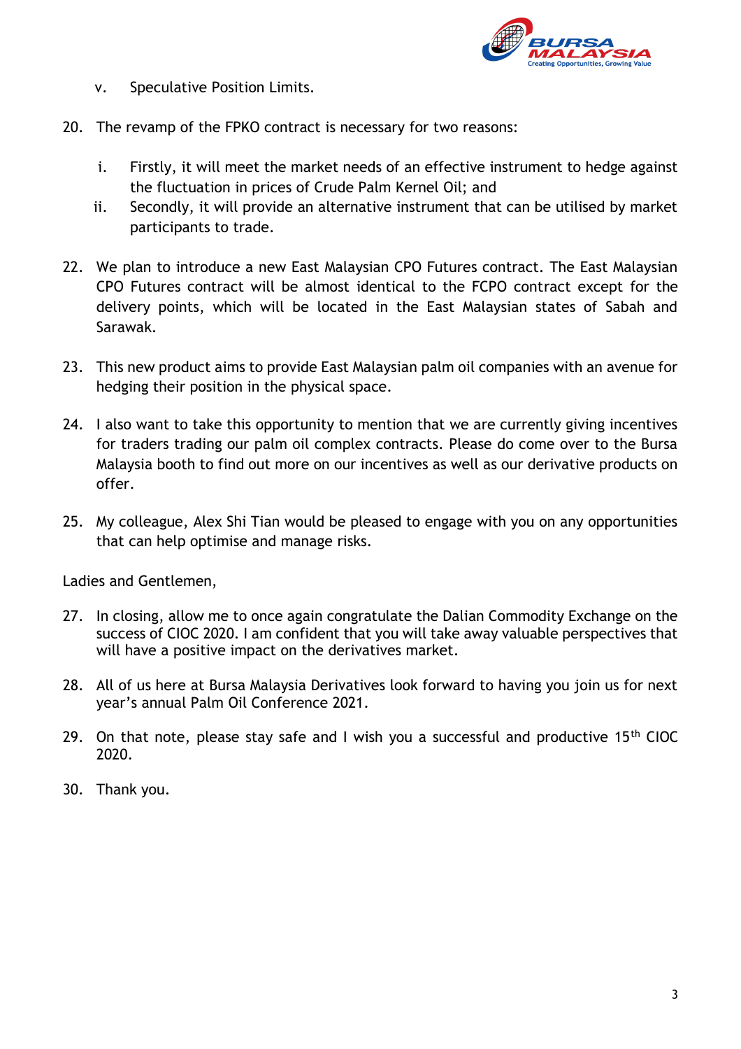v. Speculative Position Limits.

20. The revamp of the FPKO contract is necessary for two reasons:

    i. Firstly, it will meet the market needs of an effective instrument to hedge against the fluctuation in prices of Crude Palm Kernel Oil; and
    ii. Secondly, it will provide an alternative instrument that can be utilised by market participants to trade.

22. We plan to introduce a new East Malaysian CPO Futures contract. The East Malaysian CPO Futures contract will be almost identical to the FCPO contract except for the delivery points, which will be located in the East Malaysian states of Sabah and Sarawak.

23. This new product aims to provide East Malaysian palm oil companies with an avenue for hedging their position in the physical space.

24. I also want to take this opportunity to mention that we are currently giving incentives for traders trading our palm oil complex contracts. Please do come over to the Bursa Malaysia booth to find out more on our incentives as well as our derivative products on offer.

25. My colleague, Alex Shi Tian would be pleased to engage with you on any opportunities that can help optimise and manage risks.

Ladies and Gentlemen,

27. In closing, allow me to once again congratulate the Dalian Commodity Exchange on the success of CIOC 2020. I am confident that you will take away valuable perspectives that will have a positive impact on the derivatives market.

28. All of us here at Bursa Malaysia Derivatives look forward to having you join us for next year's annual Palm Oil Conference 2021.

29. On that note, please stay safe and I wish you a successful and productive 15th CIOC 2020.

30. Thank you.